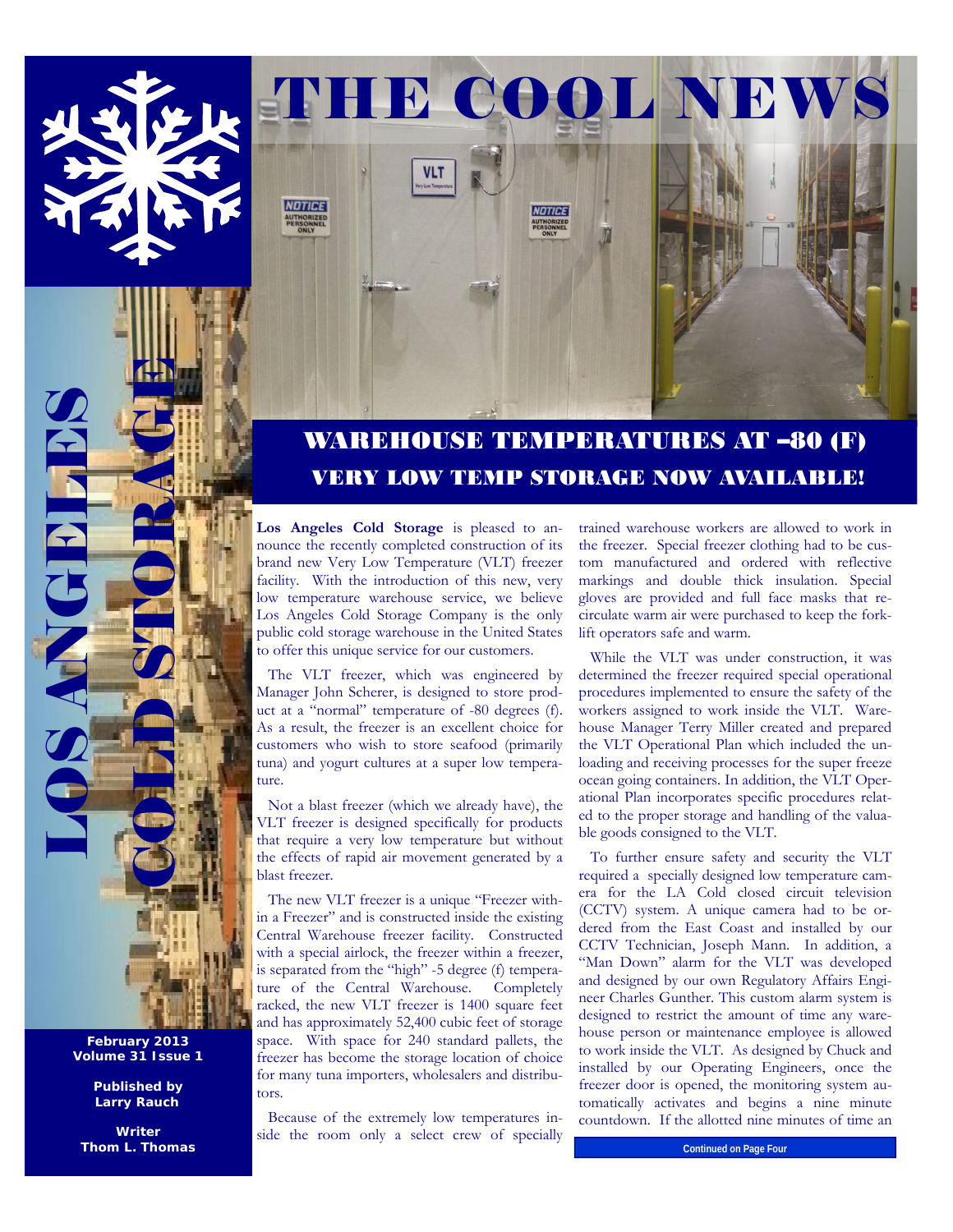# THE COOL NEWS

LOS ANGELES COLD STORAGE

February 2013
Volume 31 Issue 1

Published by
Larry Rauch

Writer
Thom L. Thomas

## WAREHOUSE TEMPERATURES AT –80 (F)
## VERY LOW TEMP STORAGE NOW AVAILABLE!

**Los Angeles Cold Storage** is pleased to announce the recently completed construction of its brand new Very Low Temperature (VLT) freezer facility. With the introduction of this new, very low temperature warehouse service, we believe Los Angeles Cold Storage Company is the only public cold storage warehouse in the United States to offer this unique service for our customers.

The VLT freezer, which was engineered by Manager John Scherer, is designed to store product at a "normal" temperature of -80 degrees (f). As a result, the freezer is an excellent choice for customers who wish to store seafood (primarily tuna) and yogurt cultures at a super low temperature.

Not a blast freezer (which we already have), the VLT freezer is designed specifically for products that require a very low temperature but without the effects of rapid air movement generated by a blast freezer.

The new VLT freezer is a unique "Freezer within a Freezer" and is constructed inside the existing Central Warehouse freezer facility. Constructed with a special airlock, the freezer within a freezer, is separated from the "high" -5 degree (f) temperature of the Central Warehouse. Completely racked, the new VLT freezer is 1400 square feet and has approximately 52,400 cubic feet of storage space. With space for 240 standard pallets, the freezer has become the storage location of choice for many tuna importers, wholesalers and distributors.

Because of the extremely low temperatures inside the room only a select crew of specially trained warehouse workers are allowed to work in the freezer. Special freezer clothing had to be custom manufactured and ordered with reflective markings and double thick insulation. Special gloves are provided and full face masks that recirculate warm air were purchased to keep the forklift operators safe and warm.

While the VLT was under construction, it was determined the freezer required special operational procedures implemented to ensure the safety of the workers assigned to work inside the VLT. Warehouse Manager Terry Miller created and prepared the VLT Operational Plan which included the unloading and receiving processes for the super freeze ocean going containers. In addition, the VLT Operational Plan incorporates specific procedures related to the proper storage and handling of the valuable goods consigned to the VLT.

To further ensure safety and security the VLT required a specially designed low temperature camera for the LA Cold closed circuit television (CCTV) system. A unique camera had to be ordered from the East Coast and installed by our CCTV Technician, Joseph Mann. In addition, a "Man Down" alarm for the VLT was developed and designed by our own Regulatory Affairs Engineer Charles Gunther. This custom alarm system is designed to restrict the amount of time any warehouse person or maintenance employee is allowed to work inside the VLT. As designed by Chuck and installed by our Operating Engineers, once the freezer door is opened, the monitoring system automatically activates and begins a nine minute countdown. If the allotted nine minutes of time an

Continued on Page Four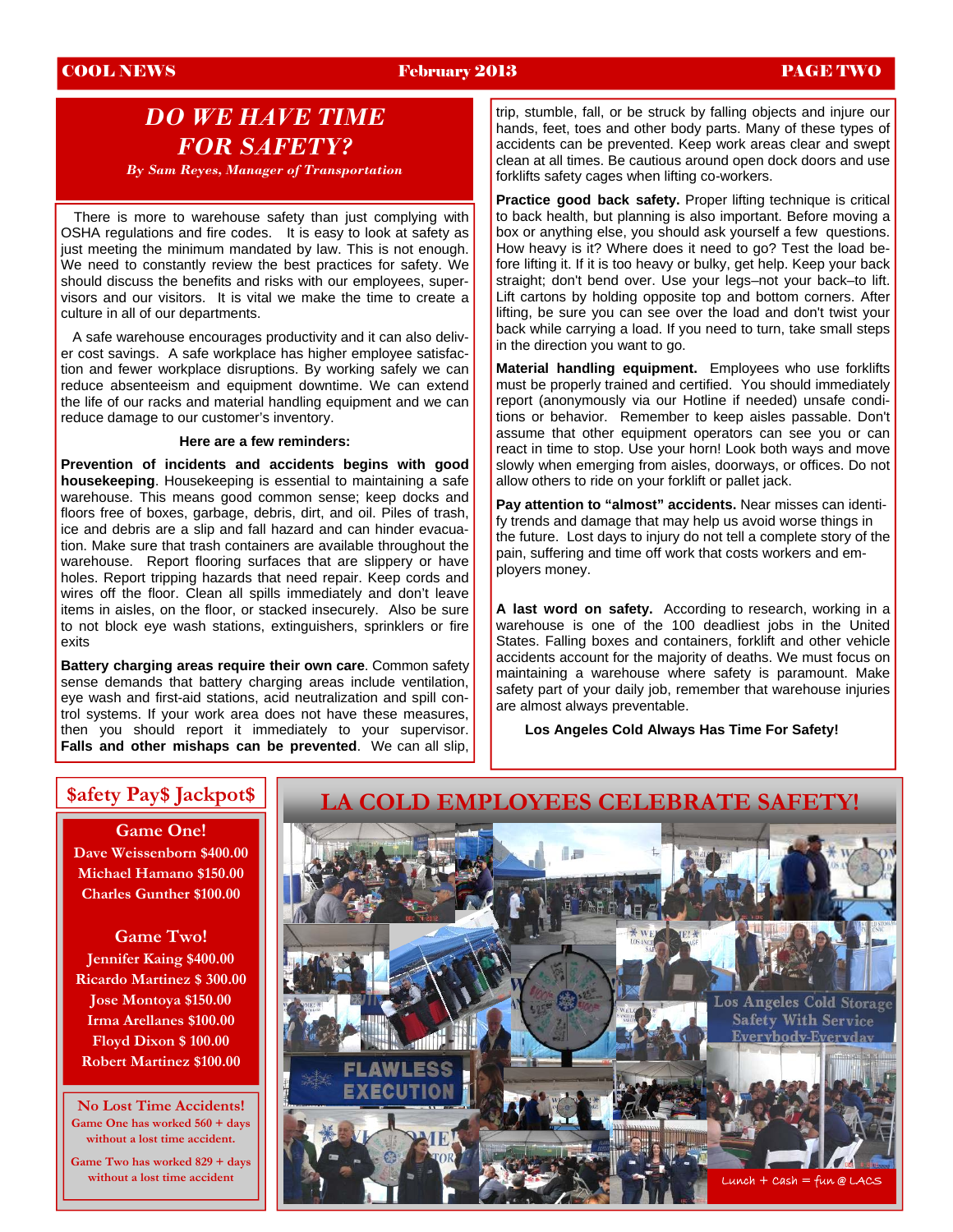# DO WE HAVE TIME FOR SAFETY?

*By Sam Reyes, Manager of Transportation*

There is more to warehouse safety than just complying with OSHA regulations and fire codes. It is easy to look at safety as just meeting the minimum mandated by law. This is not enough. We need to constantly review the best practices for safety. We should discuss the benefits and risks with our employees, supervisors and our visitors. It is vital we make the time to create a culture in all of our departments.

A safe warehouse encourages productivity and it can also deliver cost savings. A safe workplace has higher employee satisfaction and fewer workplace disruptions. By working safely we can reduce absenteeism and equipment downtime. We can extend the life of our racks and material handling equipment and we can reduce damage to our customer's inventory.

**Here are a few reminders:**

**Prevention of incidents and accidents begins with good housekeeping**. Housekeeping is essential to maintaining a safe warehouse. This means good common sense; keep docks and floors free of boxes, garbage, debris, dirt, and oil. Piles of trash, ice and debris are a slip and fall hazard and can hinder evacuation. Make sure that trash containers are available throughout the warehouse. Report flooring surfaces that are slippery or have holes. Report tripping hazards that need repair. Keep cords and wires off the floor. Clean all spills immediately and don't leave items in aisles, on the floor, or stacked insecurely. Also be sure to not block eye wash stations, extinguishers, sprinklers or fire exits

**Battery charging areas require their own care**. Common safety sense demands that battery charging areas include ventilation, eye wash and first-aid stations, acid neutralization and spill control systems. If your work area does not have these measures, then you should report it immediately to your supervisor. **Falls and other mishaps can be prevented**. We can all slip, trip, stumble, fall, or be struck by falling objects and injure our hands, feet, toes and other body parts. Many of these types of accidents can be prevented. Keep work areas clear and swept clean at all times. Be cautious around open dock doors and use forklifts safety cages when lifting co-workers.

**Practice good back safety.** Proper lifting technique is critical to back health, but planning is also important. Before moving a box or anything else, you should ask yourself a few questions. How heavy is it? Where does it need to go? Test the load before lifting it. If it is too heavy or bulky, get help. Keep your back straight; don't bend over. Use your legs–not your back–to lift. Lift cartons by holding opposite top and bottom corners. After lifting, be sure you can see over the load and don't twist your back while carrying a load. If you need to turn, take small steps in the direction you want to go.

**Material handling equipment.** Employees who use forklifts must be properly trained and certified. You should immediately report (anonymously via our Hotline if needed) unsafe conditions or behavior. Remember to keep aisles passable. Don't assume that other equipment operators can see you or can react in time to stop. Use your horn! Look both ways and move slowly when emerging from aisles, doorways, or offices. Do not allow others to ride on your forklift or pallet jack.

**Pay attention to "almost" accidents.** Near misses can identify trends and damage that may help us avoid worse things in the future. Lost days to injury do not tell a complete story of the pain, suffering and time off work that costs workers and employers money.

**A last word on safety.** According to research, working in a warehouse is one of the 100 deadliest jobs in the United States. Falling boxes and containers, forklift and other vehicle accidents account for the majority of deaths. We must focus on maintaining a warehouse where safety is paramount. Make safety part of your daily job, remember that warehouse injuries are almost always preventable.

**Los Angeles Cold Always Has Time For Safety!**

## $afety Pay$ Jackpot$

**Game One!**

Dave Weissenborn $400.00
Michael Hamano $150.00
Charles Gunther $100.00

**Game Two!**

Jennifer Kaing $400.00
Ricardo Martinez $ 300.00
Jose Montoya $150.00
Irma Arellanes $100.00
Floyd Dixon $ 100.00
Robert Martinez $100.00

**No Lost Time Accidents!**

Game One has worked 560 + days without a lost time accident.

Game Two has worked 829 + days without a lost time accident

## LA COLD EMPLOYEES CELEBRATE SAFETY!

Lunch + Cash = fun @ LACS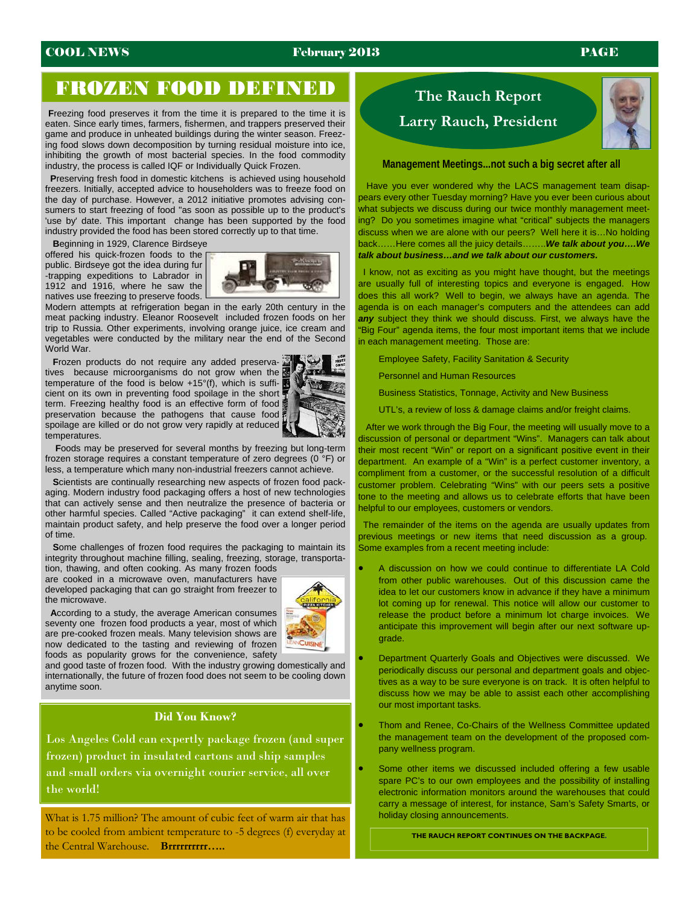# FROZEN FOOD DEFINED

Freezing food preserves it from the time it is prepared to the time it is eaten. Since early times, farmers, fishermen, and trappers preserved their game and produce in unheated buildings during the winter season. Freezing food slows down decomposition by turning residual moisture into ice, inhibiting the growth of most bacterial species. In the food commodity industry, the process is called IQF or Individually Quick Frozen.

Preserving fresh food in domestic kitchens is achieved using household freezers. Initially, accepted advice to householders was to freeze food on the day of purchase. However, a 2012 initiative promotes advising consumers to start freezing of food "as soon as possible up to the product's 'use by' date. This important change has been supported by the food industry provided the food has been stored correctly up to that time.

Beginning in 1929, Clarence Birdseye offered his quick-frozen foods to the public. Birdseye got the idea during fur-trapping expeditions to Labrador in 1912 and 1916, where he saw the natives use freezing to preserve foods. Modern attempts at refrigeration began in the early 20th century in the meat packing industry. Eleanor Roosevelt included frozen foods on her trip to Russia. Other experiments, involving orange juice, ice cream and vegetables were conducted by the military near the end of the Second World War.

Frozen products do not require any added preservatives because microorganisms do not grow when the temperature of the food is below +15°(f), which is sufficient on its own in preventing food spoilage in the short term. Freezing healthy food is an effective form of food preservation because the pathogens that cause food spoilage are killed or do not grow very rapidly at reduced temperatures.

Foods may be preserved for several months by freezing but long-term frozen storage requires a constant temperature of zero degrees (0 °F) or less, a temperature which many non-industrial freezers cannot achieve.

Scientists are continually researching new aspects of frozen food packaging. Modern industry food packaging offers a host of new technologies that can actively sense and then neutralize the presence of bacteria or other harmful species. Called "Active packaging" it can extend shelf-life, maintain product safety, and help preserve the food over a longer period of time.

Some challenges of frozen food requires the packaging to maintain its integrity throughout machine filling, sealing, freezing, storage, transportation, thawing, and often cooking. As many frozen foods are cooked in a microwave oven, manufacturers have developed packaging that can go straight from freezer to the microwave.

According to a study, the average American consumes seventy one frozen food products a year, most of which are pre-cooked frozen meals. Many television shows are now dedicated to the tasting and reviewing of frozen foods as popularity grows for the convenience, safety and good taste of frozen food. With the industry growing domestically and internationally, the future of frozen food does not seem to be cooling down anytime soon.

### Did You Know?

Los Angeles Cold can expertly package frozen (and super frozen) product in insulated cartons and ship samples and small orders via overnight courier service, all over the world!

What is 1.75 million? The amount of cubic feet of warm air that has to be cooled from ambient temperature to -5 degrees (f) everyday at the Central Warehouse. **Brrrrrrrrr…..**

## The Rauch Report
## Larry Rauch, President

### Management Meetings...not such a big secret after all

Have you ever wondered why the LACS management team disappears every other Tuesday morning? Have you ever been curious about what subjects we discuss during our twice monthly management meeting? Do you sometimes imagine what "critical" subjects the managers discuss when we are alone with our peers? Well here it is…No holding back……Here comes all the juicy details……..***We talk about you….We talk about business…and we talk about our customers.***

I know, not as exciting as you might have thought, but the meetings are usually full of interesting topics and everyone is engaged. How does this all work? Well to begin, we always have an agenda. The agenda is on each manager's computers and the attendees can add ***any*** subject they think we should discuss. First, we always have the "Big Four" agenda items, the four most important items that we include in each management meeting. Those are:

Employee Safety, Facility Sanitation & Security

Personnel and Human Resources

Business Statistics, Tonnage, Activity and New Business

UTL's, a review of loss & damage claims and/or freight claims.

After we work through the Big Four, the meeting will usually move to a discussion of personal or department "Wins". Managers can talk about their most recent "Win" or report on a significant positive event in their department. An example of a "Win" is a perfect customer inventory, a compliment from a customer, or the successful resolution of a difficult customer problem. Celebrating "Wins" with our peers sets a positive tone to the meeting and allows us to celebrate efforts that have been helpful to our employees, customers or vendors.

The remainder of the items on the agenda are usually updates from previous meetings or new items that need discussion as a group. Some examples from a recent meeting include:

- A discussion on how we could continue to differentiate LA Cold from other public warehouses. Out of this discussion came the idea to let our customers know in advance if they have a minimum lot coming up for renewal. This notice will allow our customer to release the product before a minimum lot charge invoices. We anticipate this improvement will begin after our next software upgrade.
- Department Quarterly Goals and Objectives were discussed. We periodically discuss our personal and department goals and objectives as a way to be sure everyone is on track. It is often helpful to discuss how we may be able to assist each other accomplishing our most important tasks.
- Thom and Renee, Co-Chairs of the Wellness Committee updated the management team on the development of the proposed company wellness program.
- Some other items we discussed included offering a few usable spare PC's to our own employees and the possibility of installing electronic information monitors around the warehouses that could carry a message of interest, for instance, Sam's Safety Smarts, or holiday closing announcements.

**THE RAUCH REPORT CONTINUES ON THE BACKPAGE.**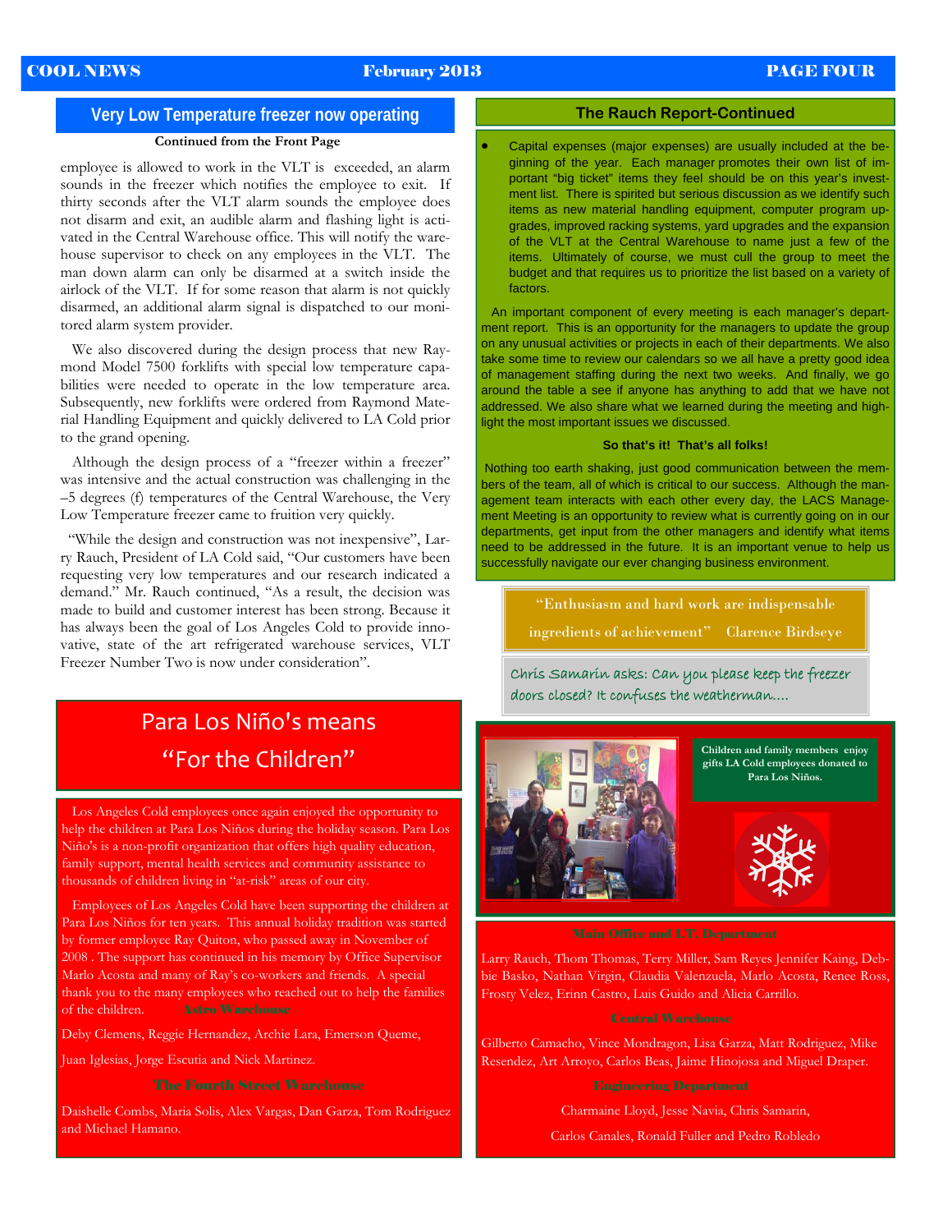## Very Low Temperature freezer now operating

**Continued from the Front Page**

employee is allowed to work in the VLT is exceeded, an alarm sounds in the freezer which notifies the employee to exit. If thirty seconds after the VLT alarm sounds the employee does not disarm and exit, an audible alarm and flashing light is activated in the Central Warehouse office. This will notify the warehouse supervisor to check on any employees in the VLT. The man down alarm can only be disarmed at a switch inside the airlock of the VLT. If for some reason that alarm is not quickly disarmed, an additional alarm signal is dispatched to our monitored alarm system provider.

We also discovered during the design process that new Raymond Model 7500 forklifts with special low temperature capabilities were needed to operate in the low temperature area. Subsequently, new forklifts were ordered from Raymond Material Handling Equipment and quickly delivered to LA Cold prior to the grand opening.

Although the design process of a "freezer within a freezer" was intensive and the actual construction was challenging in the –5 degrees (f) temperatures of the Central Warehouse, the Very Low Temperature freezer came to fruition very quickly.

"While the design and construction was not inexpensive", Larry Rauch, President of LA Cold said, "Our customers have been requesting very low temperatures and our research indicated a demand." Mr. Rauch continued, "As a result, the decision was made to build and customer interest has been strong. Because it has always been the goal of Los Angeles Cold to provide innovative, state of the art refrigerated warehouse services, VLT Freezer Number Two is now under consideration".

## Para Los Niño's means "For the Children"

Los Angeles Cold employees once again enjoyed the opportunity to help the children at Para Los Niños during the holiday season. Para Los Niño's is a non-profit organization that offers high quality education, family support, mental health services and community assistance to thousands of children living in "at-risk" areas of our city.

Employees of Los Angeles Cold have been supporting the children at Para Los Niños for ten years. This annual holiday tradition was started by former employee Ray Quiton, who passed away in November of 2008 . The support has continued in his memory by Office Supervisor Marlo Acosta and many of Ray's co-workers and friends. A special thank you to the many employees who reached out to help the families of the children.

**Astro Warehouse**

Deby Clemens, Reggie Hernandez, Archie Lara, Emerson Queme, Juan Iglesias, Jorge Escutia and Nick Martinez.

**The Fourth Street Warehouse**

Daishelle Combs, Maria Solis, Alex Vargas, Dan Garza, Tom Rodriguez and Michael Hamano.

## The Rauch Report-Continued

- Capital expenses (major expenses) are usually included at the beginning of the year. Each manager promotes their own list of important "big ticket" items they feel should be on this year's investment list. There is spirited but serious discussion as we identify such items as new material handling equipment, computer program upgrades, improved racking systems, yard upgrades and the expansion of the VLT at the Central Warehouse to name just a few of the items. Ultimately of course, we must cull the group to meet the budget and that requires us to prioritize the list based on a variety of factors.

An important component of every meeting is each manager's department report. This is an opportunity for the managers to update the group on any unusual activities or projects in each of their departments. We also take some time to review our calendars so we all have a pretty good idea of management staffing during the next two weeks. And finally, we go around the table a see if anyone has anything to add that we have not addressed. We also share what we learned during the meeting and highlight the most important issues we discussed.

**So that's it! That's all folks!**

Nothing too earth shaking, just good communication between the members of the team, all of which is critical to our success. Although the management team interacts with each other every day, the LACS Management Meeting is an opportunity to review what is currently going on in our departments, get input from the other managers and identify what items need to be addressed in the future. It is an important venue to help us successfully navigate our ever changing business environment.

"Enthusiasm and hard work are indispensable ingredients of achievement" Clarence Birdseye

*Chris Samarin asks: Can you please keep the freezer doors closed? It confuses the weatherman....*

Children and family members enjoy gifts LA Cold employees donated to Para Los Niños.

**Main Office and I.T. Department**

Larry Rauch, Thom Thomas, Terry Miller, Sam Reyes Jennifer Kaing, Debbie Basko, Nathan Virgin, Claudia Valenzuela, Marlo Acosta, Renee Ross, Frosty Velez, Erinn Castro, Luis Guido and Alicia Carrillo.

**Central Warehouse**

Gilberto Camacho, Vince Mondragon, Lisa Garza, Matt Rodriguez, Mike Resendez, Art Arroyo, Carlos Beas, Jaime Hinojosa and Miguel Draper.

**Engineering Department**

Charmaine Lloyd, Jesse Navia, Chris Samarin, Carlos Canales, Ronald Fuller and Pedro Robledo